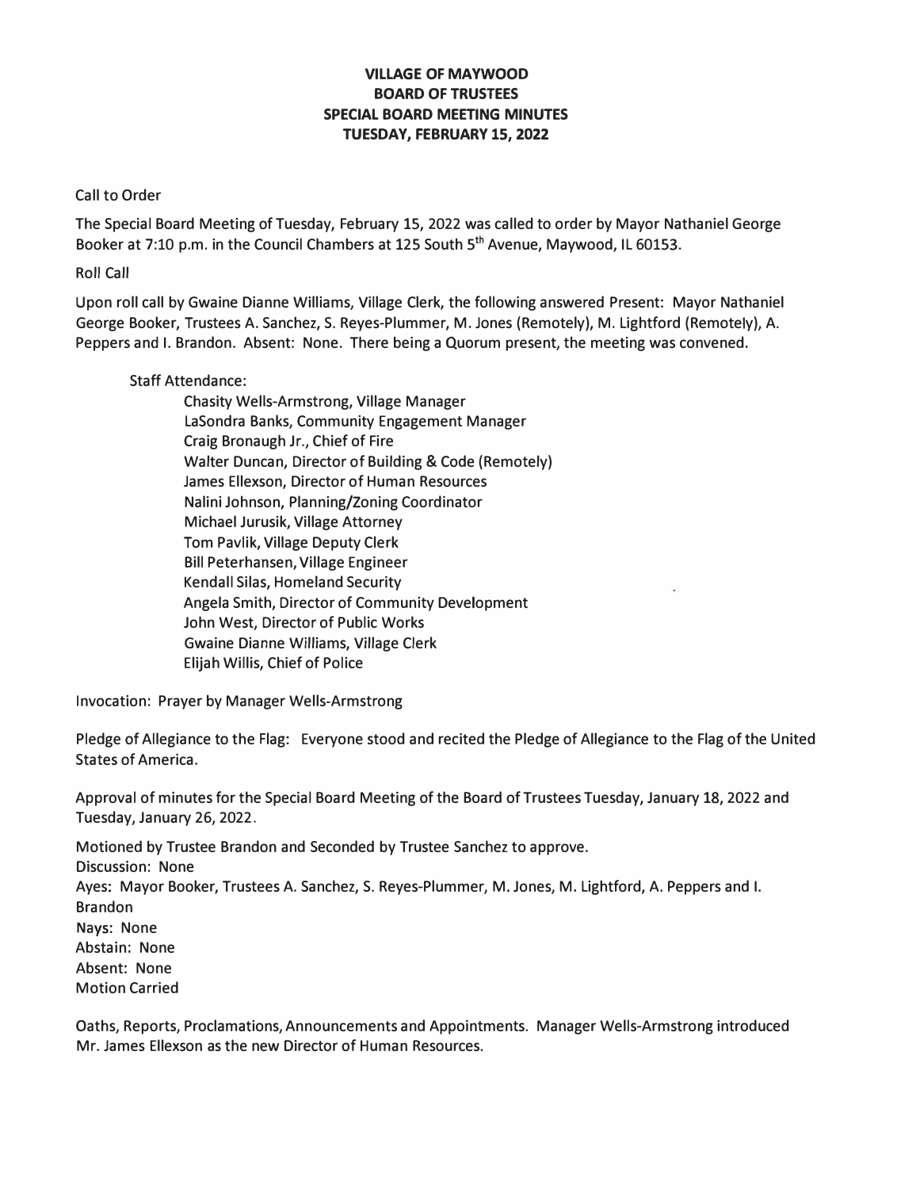# VILLAGE OF MAYWOOD
## BOARD OF TRUSTEES
## SPECIAL BOARD MEETING MINUTES
## TUESDAY, FEBRUARY 15, 2022

Call to Order

The Special Board Meeting of Tuesday, February 15, 2022 was called to order by Mayor Nathaniel George Booker at 7:10 p.m. in the Council Chambers at 125 South 5th Avenue, Maywood, IL 60153.

Roll Call

Upon roll call by Gwaine Dianne Williams, Village Clerk, the following answered Present: Mayor Nathaniel George Booker, Trustees A. Sanchez, S. Reyes-Plummer, M. Jones (Remotely), M. Lightford (Remotely), A. Peppers and I. Brandon. Absent: None. There being a Quorum present, the meeting was convened.

Staff Attendance:

- Chasity Wells-Armstrong, Village Manager
- LaSondra Banks, Community Engagement Manager
- Craig Bronaugh Jr., Chief of Fire
- Walter Duncan, Director of Building & Code (Remotely)
- James Ellexson, Director of Human Resources
- Nalini Johnson, Planning/Zoning Coordinator
- Michael Jurusik, Village Attorney
- Tom Pavlik, Village Deputy Clerk
- Bill Peterhansen, Village Engineer
- Kendall Silas, Homeland Security
- Angela Smith, Director of Community Development
- John West, Director of Public Works
- Gwaine Dianne Williams, Village Clerk
- Elijah Willis, Chief of Police

Invocation: Prayer by Manager Wells-Armstrong

Pledge of Allegiance to the Flag: Everyone stood and recited the Pledge of Allegiance to the Flag of the United States of America.

Approval of minutes for the Special Board Meeting of the Board of Trustees Tuesday, January 18, 2022 and Tuesday, January 26, 2022.

Motioned by Trustee Brandon and Seconded by Trustee Sanchez to approve.
Discussion: None
Ayes: Mayor Booker, Trustees A. Sanchez, S. Reyes-Plummer, M. Jones, M. Lightford, A. Peppers and I. Brandon
Nays: None
Abstain: None
Absent: None
Motion Carried

Oaths, Reports, Proclamations, Announcements and Appointments. Manager Wells-Armstrong introduced Mr. James Ellexson as the new Director of Human Resources.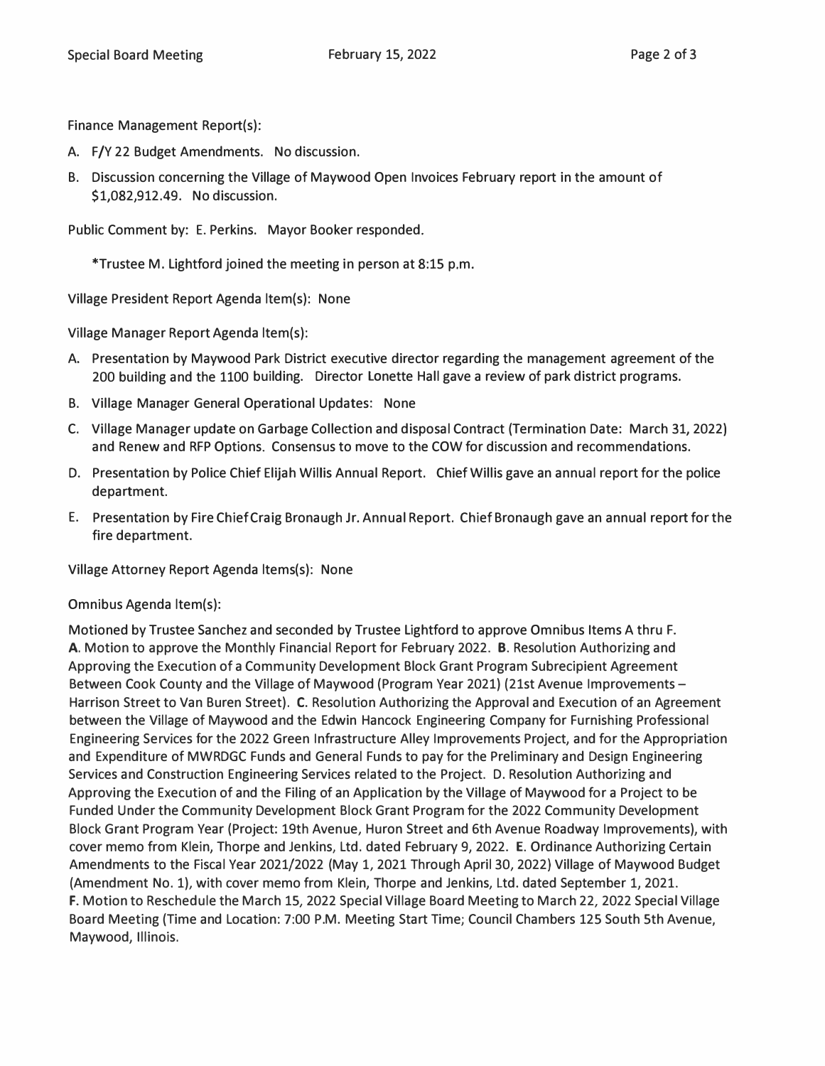Finance Management Report(s):

A. F/Y 22 Budget Amendments. No discussion.

B. Discussion concerning the Village of Maywood Open Invoices February report in the amount of $1,082,912.49. No discussion.

Public Comment by: E. Perkins. Mayor Booker responded.

*Trustee M. Lightford joined the meeting in person at 8:15 p.m.

Village President Report Agenda Item(s): None

Village Manager Report Agenda Item(s):

A. Presentation by Maywood Park District executive director regarding the management agreement of the 200 building and the 1100 building. Director Lonette Hall gave a review of park district programs.

B. Village Manager General Operational Updates: None

C. Village Manager update on Garbage Collection and disposal Contract (Termination Date: March 31, 2022) and Renew and RFP Options. Consensus to move to the COW for discussion and recommendations.

D. Presentation by Police Chief Elijah Willis Annual Report. Chief Willis gave an annual report for the police department.

E. Presentation by Fire Chief Craig Bronaugh Jr. Annual Report. Chief Bronaugh gave an annual report for the fire department.

Village Attorney Report Agenda Items(s): None

Omnibus Agenda Item(s):

Motioned by Trustee Sanchez and seconded by Trustee Lightford to approve Omnibus Items A thru F. **A**. Motion to approve the Monthly Financial Report for February 2022. **B**. Resolution Authorizing and Approving the Execution of a Community Development Block Grant Program Subrecipient Agreement Between Cook County and the Village of Maywood (Program Year 2021) (21st Avenue Improvements – Harrison Street to Van Buren Street). **C**. Resolution Authorizing the Approval and Execution of an Agreement between the Village of Maywood and the Edwin Hancock Engineering Company for Furnishing Professional Engineering Services for the 2022 Green Infrastructure Alley Improvements Project, and for the Appropriation and Expenditure of MWRDGC Funds and General Funds to pay for the Preliminary and Design Engineering Services and Construction Engineering Services related to the Project. D. Resolution Authorizing and Approving the Execution of and the Filing of an Application by the Village of Maywood for a Project to be Funded Under the Community Development Block Grant Program for the 2022 Community Development Block Grant Program Year (Project: 19th Avenue, Huron Street and 6th Avenue Roadway Improvements), with cover memo from Klein, Thorpe and Jenkins, Ltd. dated February 9, 2022. **E**. Ordinance Authorizing Certain Amendments to the Fiscal Year 2021/2022 (May 1, 2021 Through April 30, 2022) Village of Maywood Budget (Amendment No. 1), with cover memo from Klein, Thorpe and Jenkins, Ltd. dated September 1, 2021. **F**. Motion to Reschedule the March 15, 2022 Special Village Board Meeting to March 22, 2022 Special Village Board Meeting (Time and Location: 7:00 P.M. Meeting Start Time; Council Chambers 125 South 5th Avenue, Maywood, Illinois.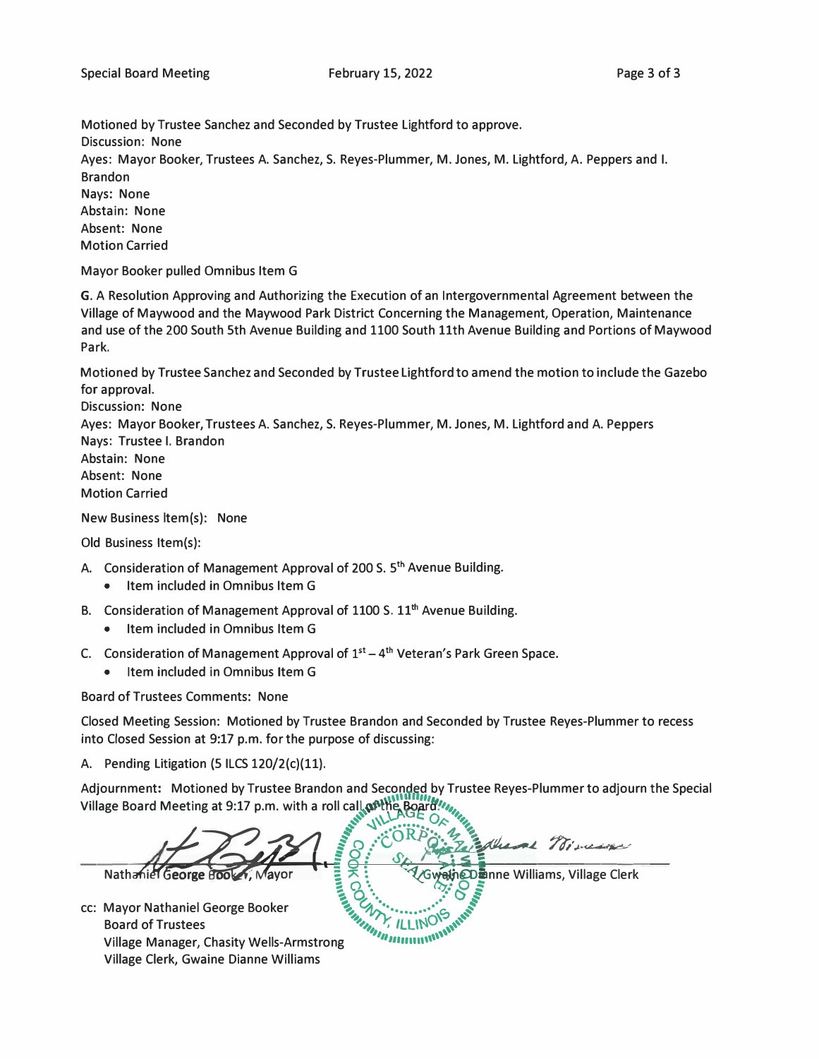Motioned by Trustee Sanchez and Seconded by Trustee Lightford to approve.
Discussion: None
Ayes: Mayor Booker, Trustees A. Sanchez, S. Reyes-Plummer, M. Jones, M. Lightford, A. Peppers and I. Brandon
Nays: None
Abstain: None
Absent: None
Motion Carried

Mayor Booker pulled Omnibus Item G

**G**. A Resolution Approving and Authorizing the Execution of an Intergovernmental Agreement between the Village of Maywood and the Maywood Park District Concerning the Management, Operation, Maintenance and use of the 200 South 5th Avenue Building and 1100 South 11th Avenue Building and Portions of Maywood Park.

Motioned by Trustee Sanchez and Seconded by Trustee Lightford to amend the motion to include the Gazebo for approval.
Discussion: None
Ayes: Mayor Booker, Trustees A. Sanchez, S. Reyes-Plummer, M. Jones, M. Lightford and A. Peppers
Nays: Trustee I. Brandon
Abstain: None
Absent: None
Motion Carried

New Business Item(s): None

Old Business Item(s):

A. Consideration of Management Approval of 200 S. 5th Avenue Building.
   - Item included in Omnibus Item G
B. Consideration of Management Approval of 1100 S. 11th Avenue Building.
   - Item included in Omnibus Item G
C. Consideration of Management Approval of 1st – 4th Veteran's Park Green Space.
   - Item included in Omnibus Item G

Board of Trustees Comments: None

Closed Meeting Session: Motioned by Trustee Brandon and Seconded by Trustee Reyes-Plummer to recess into Closed Session at 9:17 p.m. for the purpose of discussing:

A. Pending Litigation (5 ILCS 120/2(c)(11).

Adjournment: Motioned by Trustee Brandon and Seconded by Trustee Reyes-Plummer to adjourn the Special Village Board Meeting at 9:17 p.m. with a roll call of the Board.

Nathaniel George Booker, Mayor

Gwaine Dianne Williams, Village Clerk

cc: Mayor Nathaniel George Booker
    Board of Trustees
    Village Manager, Chasity Wells-Armstrong
    Village Clerk, Gwaine Dianne Williams